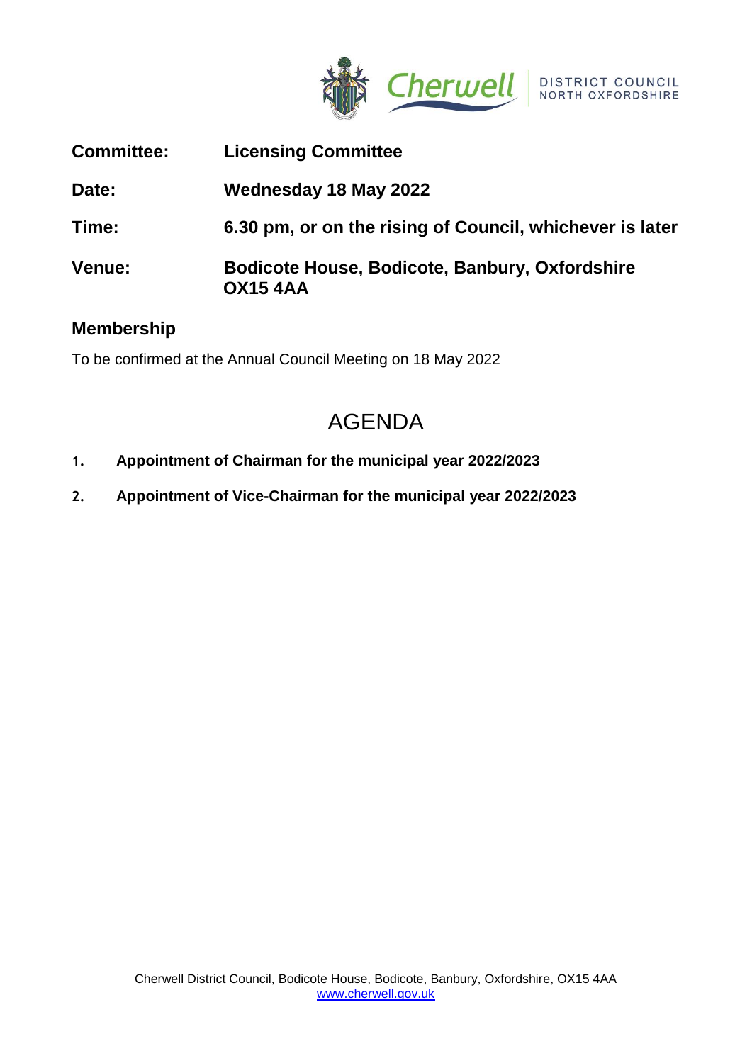Cherwell DISTRICT COUNCIL NORTH OXFORDSHIRE

| | |
|---|---|
| **Committee:** | **Licensing Committee** |
| **Date:** | **Wednesday 18 May 2022** |
| **Time:** | **6.30 pm, or on the rising of Council, whichever is later** |
| **Venue:** | **Bodicote House, Bodicote, Banbury, Oxfordshire OX15 4AA** |

## Membership

To be confirmed at the Annual Council Meeting on 18 May 2022

# AGENDA

1. **Appointment of Chairman for the municipal year 2022/2023**

2. **Appointment of Vice-Chairman for the municipal year 2022/2023**

Cherwell District Council, Bodicote House, Bodicote, Banbury, Oxfordshire, OX15 4AA
www.cherwell.gov.uk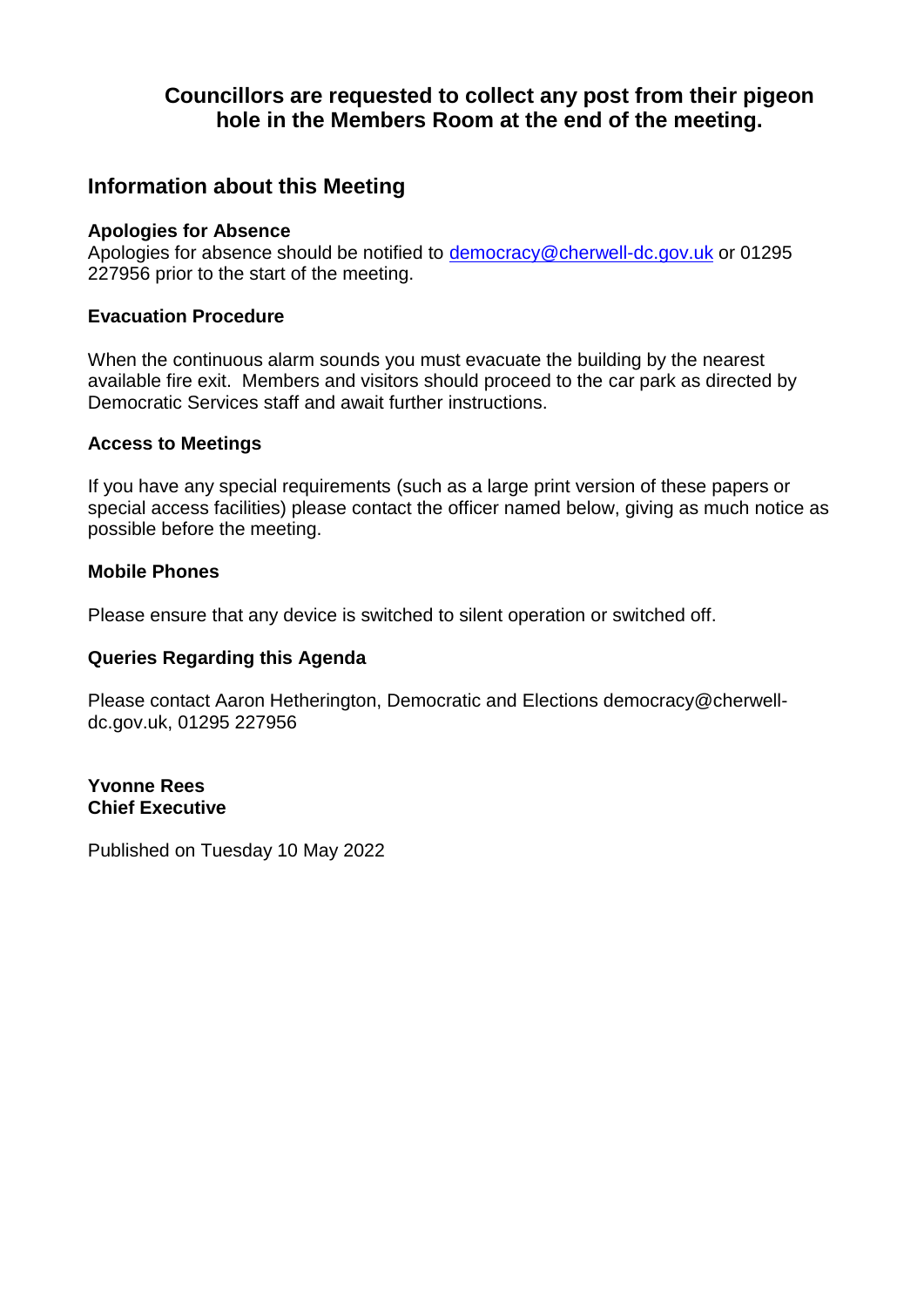**Councillors are requested to collect any post from their pigeon hole in the Members Room at the end of the meeting.**

## Information about this Meeting

**Apologies for Absence**
Apologies for absence should be notified to democracy@cherwell-dc.gov.uk or 01295 227956 prior to the start of the meeting.

**Evacuation Procedure**

When the continuous alarm sounds you must evacuate the building by the nearest available fire exit. Members and visitors should proceed to the car park as directed by Democratic Services staff and await further instructions.

**Access to Meetings**

If you have any special requirements (such as a large print version of these papers or special access facilities) please contact the officer named below, giving as much notice as possible before the meeting.

**Mobile Phones**

Please ensure that any device is switched to silent operation or switched off.

**Queries Regarding this Agenda**

Please contact Aaron Hetherington, Democratic and Elections democracy@cherwell-dc.gov.uk, 01295 227956

**Yvonne Rees**
**Chief Executive**

Published on Tuesday 10 May 2022